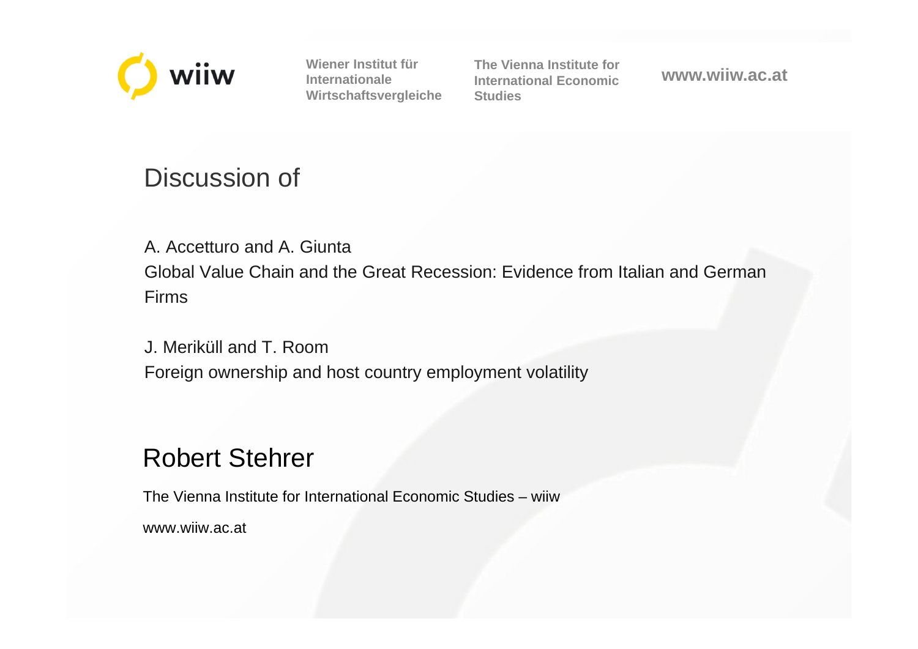wiiw

Wiener Institut für Internationale Wirtschaftsvergleiche

The Vienna Institute for International Economic Studies

www.wiiw.ac.at

# Discussion of

A. Accetturo and A. Giunta
Global Value Chain and the Great Recession: Evidence from Italian and German Firms

J. Meriküll and T. Room
Foreign ownership and host country employment volatility

## Robert Stehrer

The Vienna Institute for International Economic Studies – wiiw

www.wiiw.ac.at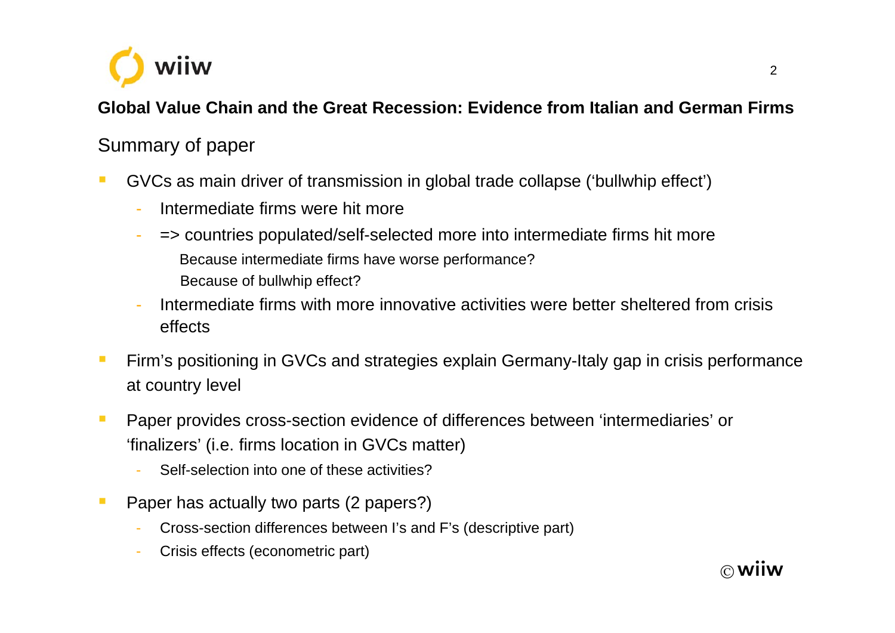## Global Value Chain and the Great Recession: Evidence from Italian and German Firms

### Summary of paper

- GVCs as main driver of transmission in global trade collapse (‘bullwhip effect’)
  - Intermediate firms were hit more
  - => countries populated/self-selected more into intermediate firms hit more
    - Because intermediate firms have worse performance?
    - Because of bullwhip effect?
  - Intermediate firms with more innovative activities were better sheltered from crisis effects
- Firm’s positioning in GVCs and strategies explain Germany-Italy gap in crisis performance at country level
- Paper provides cross-section evidence of differences between ‘intermediaries’ or ‘finalizers’ (i.e. firms location in GVCs matter)
  - Self-selection into one of these activities?
- Paper has actually two parts (2 papers?)
  - Cross-section differences between I’s and F’s (descriptive part)
  - Crisis effects (econometric part)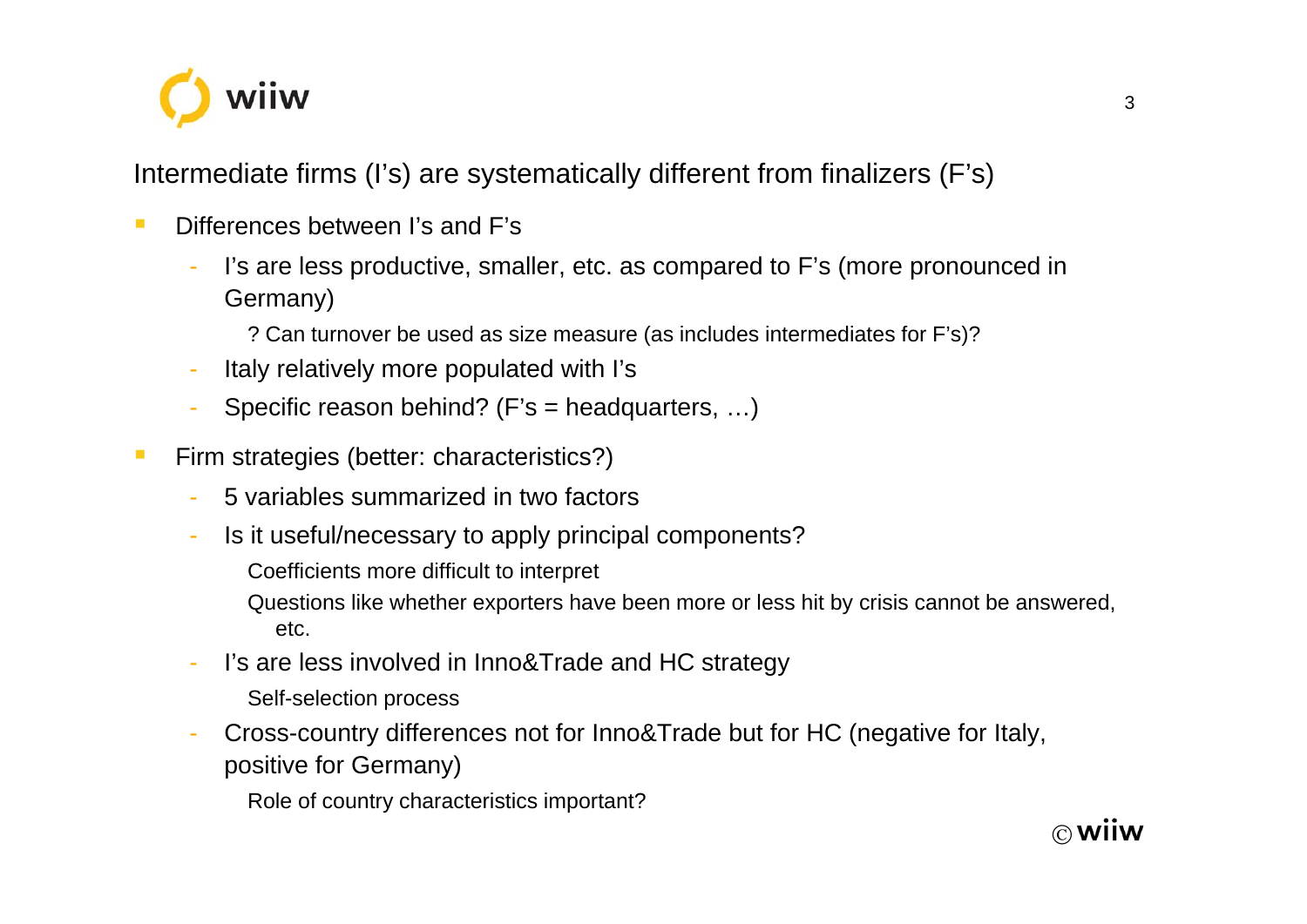## Intermediate firms (I's) are systematically different from finalizers (F's)

- Differences between I's and F's
  - I's are less productive, smaller, etc. as compared to F's (more pronounced in Germany)
    - ? Can turnover be used as size measure (as includes intermediates for F's)?
  - Italy relatively more populated with I's
  - Specific reason behind? (F's = headquarters, …)
- Firm strategies (better: characteristics?)
  - 5 variables summarized in two factors
  - Is it useful/necessary to apply principal components?
    - Coefficients more difficult to interpret
    - Questions like whether exporters have been more or less hit by crisis cannot be answered, etc.
  - I's are less involved in Inno&Trade and HC strategy
    - Self-selection process
  - Cross-country differences not for Inno&Trade but for HC (negative for Italy, positive for Germany)
    - Role of country characteristics important?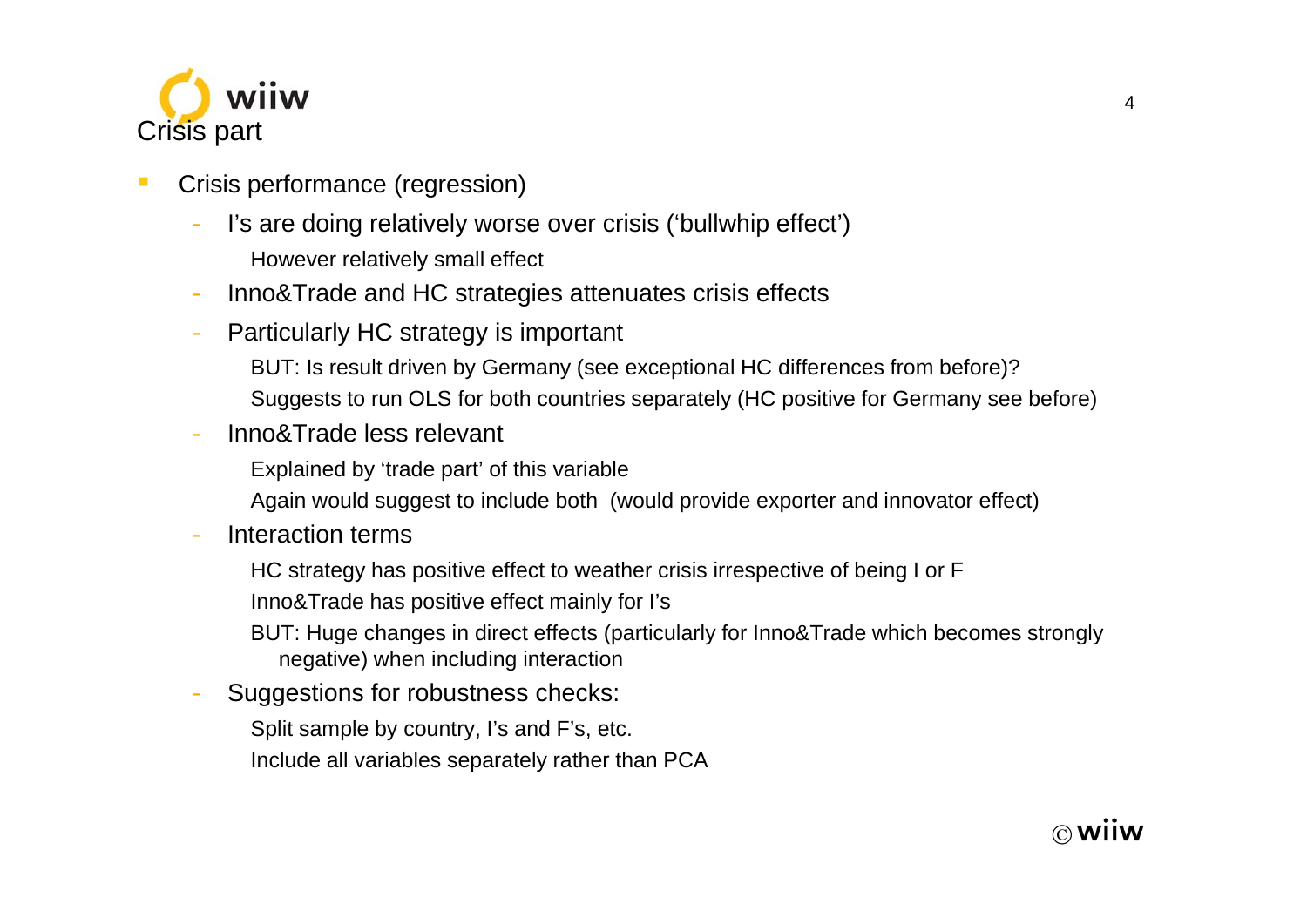# Crisis part

- Crisis performance (regression)
  - I's are doing relatively worse over crisis ('bullwhip effect')
    - However relatively small effect
  - Inno&Trade and HC strategies attenuates crisis effects
  - Particularly HC strategy is important
    - BUT: Is result driven by Germany (see exceptional HC differences from before)?
    - Suggests to run OLS for both countries separately (HC positive for Germany see before)
  - Inno&Trade less relevant
    - Explained by 'trade part' of this variable
    - Again would suggest to include both (would provide exporter and innovator effect)
  - Interaction terms
    - HC strategy has positive effect to weather crisis irrespective of being I or F
    - Inno&Trade has positive effect mainly for I's
    - BUT: Huge changes in direct effects (particularly for Inno&Trade which becomes strongly negative) when including interaction
  - Suggestions for robustness checks:
    - Split sample by country, I's and F's, etc.
    - Include all variables separately rather than PCA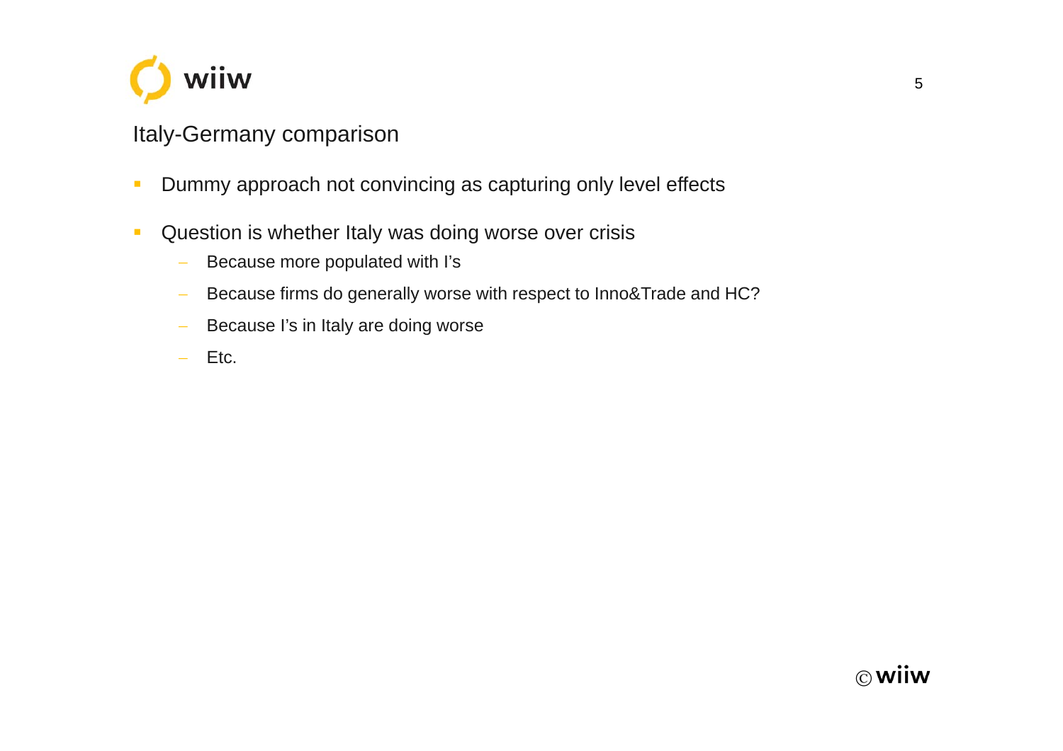## Italy-Germany comparison

- Dummy approach not convincing as capturing only level effects
- Question is whether Italy was doing worse over crisis
  - Because more populated with I's
  - Because firms do generally worse with respect to Inno&Trade and HC?
  - Because I's in Italy are doing worse
  - Etc.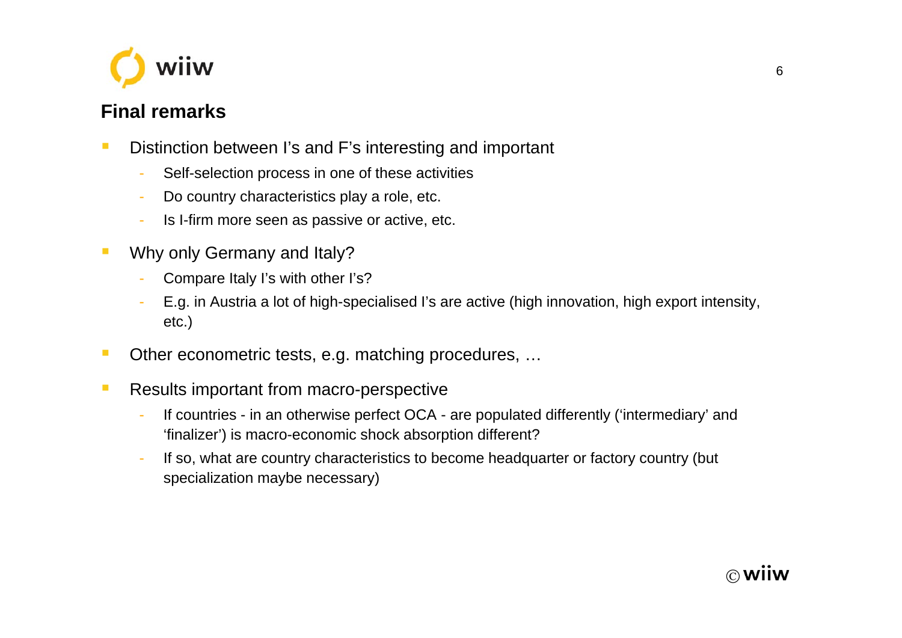## Final remarks

- Distinction between I's and F's interesting and important
  - Self-selection process in one of these activities
  - Do country characteristics play a role, etc.
  - Is I-firm more seen as passive or active, etc.
- Why only Germany and Italy?
  - Compare Italy I's with other I's?
  - E.g. in Austria a lot of high-specialised I's are active (high innovation, high export intensity, etc.)
- Other econometric tests, e.g. matching procedures, …
- Results important from macro-perspective
  - If countries - in an otherwise perfect OCA - are populated differently ('intermediary' and 'finalizer') is macro-economic shock absorption different?
  - If so, what are country characteristics to become headquarter or factory country (but specialization maybe necessary)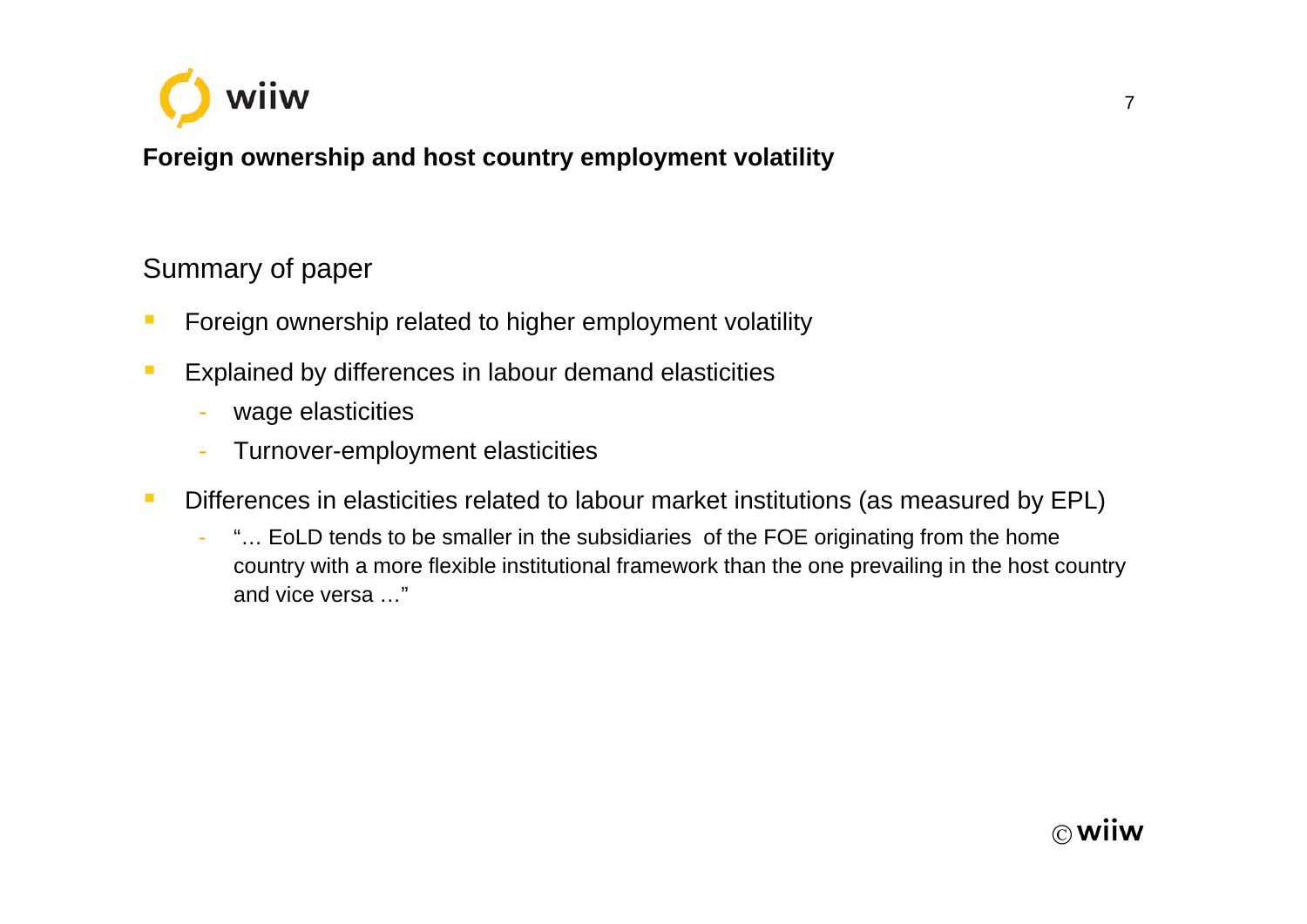**Foreign ownership and host country employment volatility**

## Summary of paper

- Foreign ownership related to higher employment volatility
- Explained by differences in labour demand elasticities
  - wage elasticities
  - Turnover-employment elasticities
- Differences in elasticities related to labour market institutions (as measured by EPL)
  - "… EoLD tends to be smaller in the subsidiaries of the FOE originating from the home country with a more flexible institutional framework than the one prevailing in the host country and vice versa …"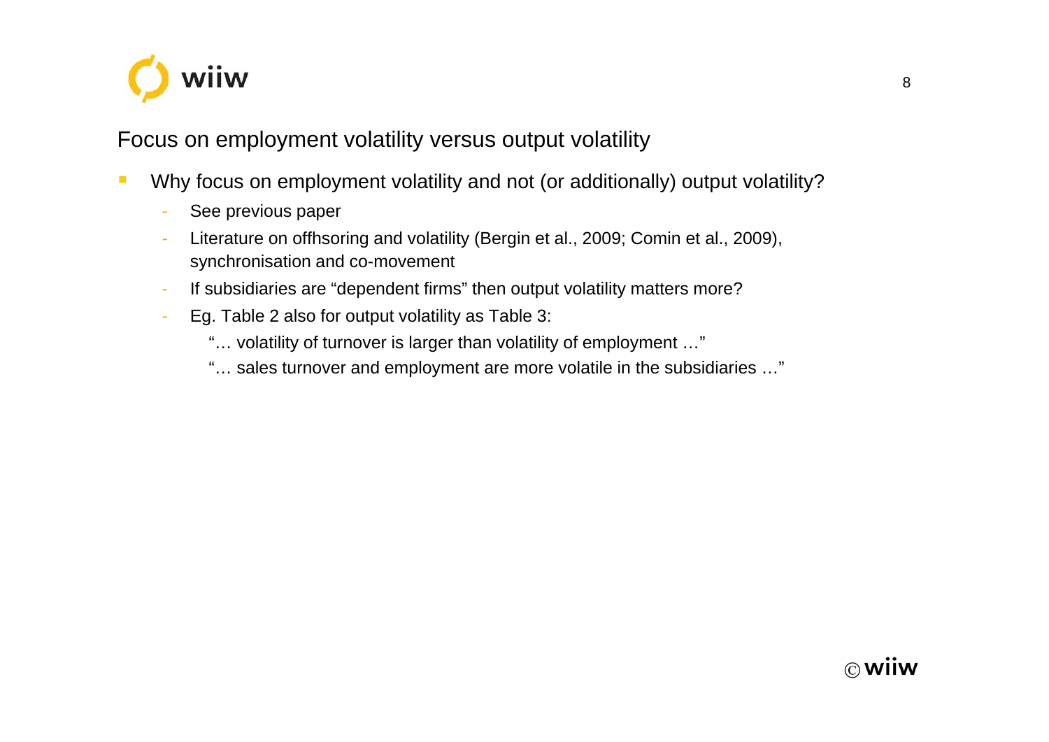## Focus on employment volatility versus output volatility

- Why focus on employment volatility and not (or additionally) output volatility?
  - See previous paper
  - Literature on offhsoring and volatility (Bergin et al., 2009; Comin et al., 2009), synchronisation and co-movement
  - If subsidiaries are "dependent firms" then output volatility matters more?
  - Eg. Table 2 also for output volatility as Table 3:

    "… volatility of turnover is larger than volatility of employment …"

    "… sales turnover and employment are more volatile in the subsidiaries …"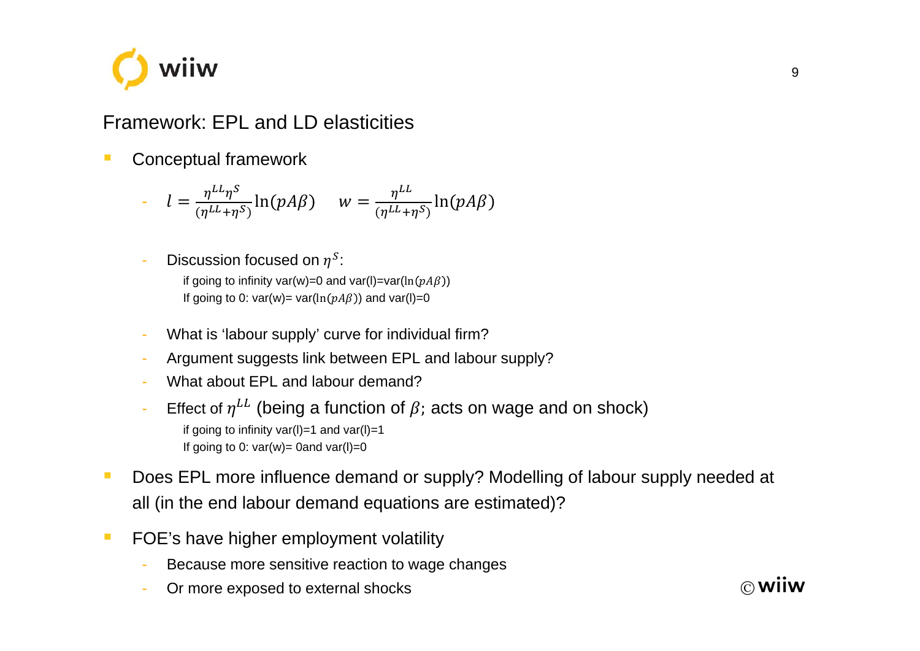## Framework: EPL and LD elasticities

- Conceptual framework
  - $l = \frac{\eta^{LL}\eta^{S}}{(\eta^{LL}+\eta^{S})}\ln(pA\beta) \quad w = \frac{\eta^{LL}}{(\eta^{LL}+\eta^{S})}\ln(pA\beta)$
  - Discussion focused on $\eta^{S}$:
    if going to infinity var(w)=0 and var(l)=var($\ln(pA\beta)$)
    If going to 0: var(w)= var($\ln(pA\beta)$) and var(l)=0
  - What is 'labour supply' curve for individual firm?
  - Argument suggests link between EPL and labour supply?
  - What about EPL and labour demand?
  - Effect of $\eta^{LL}$ (being a function of $\beta$; acts on wage and on shock)
    if going to infinity var(l)=1 and var(l)=1
    If going to 0: var(w)= 0and var(l)=0
- Does EPL more influence demand or supply? Modelling of labour supply needed at all (in the end labour demand equations are estimated)?
- FOE's have higher employment volatility
  - Because more sensitive reaction to wage changes
  - Or more exposed to external shocks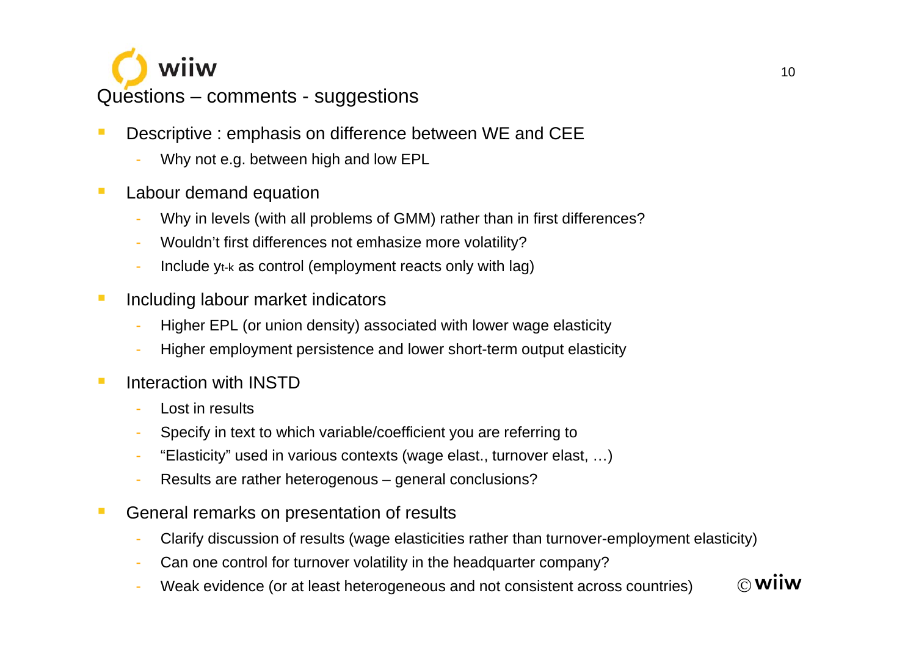## Questions – comments - suggestions

- Descriptive : emphasis on difference between WE and CEE
  - Why not e.g. between high and low EPL
- Labour demand equation
  - Why in levels (with all problems of GMM) rather than in first differences?
  - Wouldn't first differences not emhasize more volatility?
  - Include $y_{t-k}$ as control (employment reacts only with lag)
- Including labour market indicators
  - Higher EPL (or union density) associated with lower wage elasticity
  - Higher employment persistence and lower short-term output elasticity
- Interaction with INSTD
  - Lost in results
  - Specify in text to which variable/coefficient you are referring to
  - "Elasticity" used in various contexts (wage elast., turnover elast, …)
  - Results are rather heterogenous – general conclusions?
- General remarks on presentation of results
  - Clarify discussion of results (wage elasticities rather than turnover-employment elasticity)
  - Can one control for turnover volatility in the headquarter company?
  - Weak evidence (or at least heterogeneous and not consistent across countries)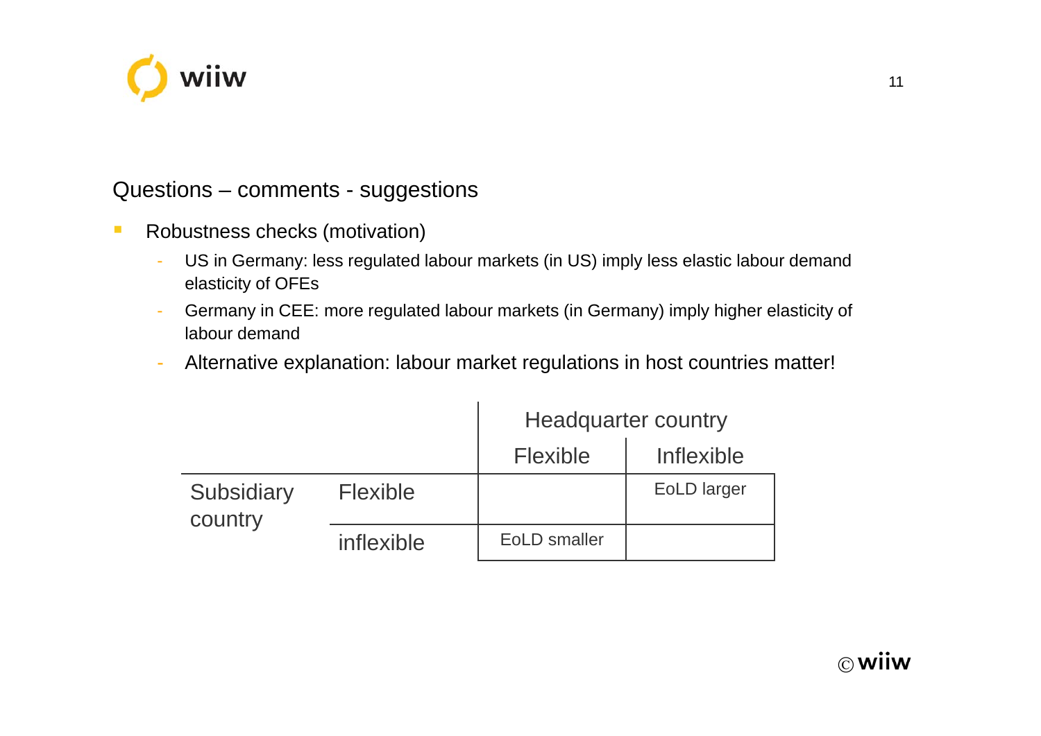## Questions – comments - suggestions

- Robustness checks (motivation)
  - US in Germany: less regulated labour markets (in US) imply less elastic labour demand elasticity of OFEs
  - Germany in CEE: more regulated labour markets (in Germany) imply higher elasticity of labour demand
  - Alternative explanation: labour market regulations in host countries matter!

| | | Headquarter country | |
|---|---|---|---|
| | | Flexible | Inflexible |
| Subsidiary country | Flexible | | EoLD larger |
| | inflexible | EoLD smaller | |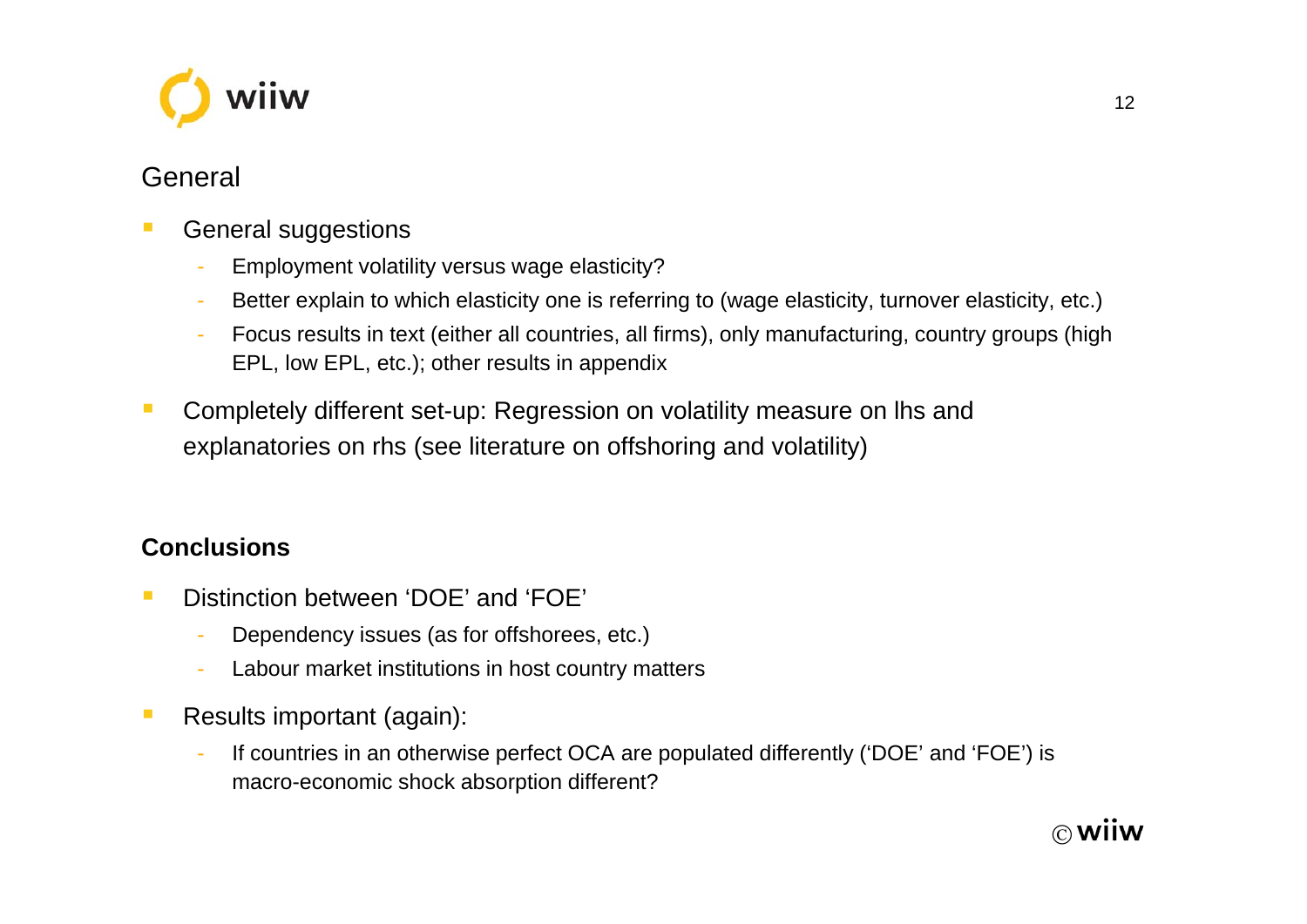## General

- General suggestions
  - Employment volatility versus wage elasticity?
  - Better explain to which elasticity one is referring to (wage elasticity, turnover elasticity, etc.)
  - Focus results in text (either all countries, all firms), only manufacturing, country groups (high EPL, low EPL, etc.); other results in appendix
- Completely different set-up: Regression on volatility measure on lhs and explanatories on rhs (see literature on offshoring and volatility)

## **Conclusions**

- Distinction between 'DOE' and 'FOE'
  - Dependency issues (as for offshorees, etc.)
  - Labour market institutions in host country matters
- Results important (again):
  - If countries in an otherwise perfect OCA are populated differently ('DOE' and 'FOE') is macro-economic shock absorption different?